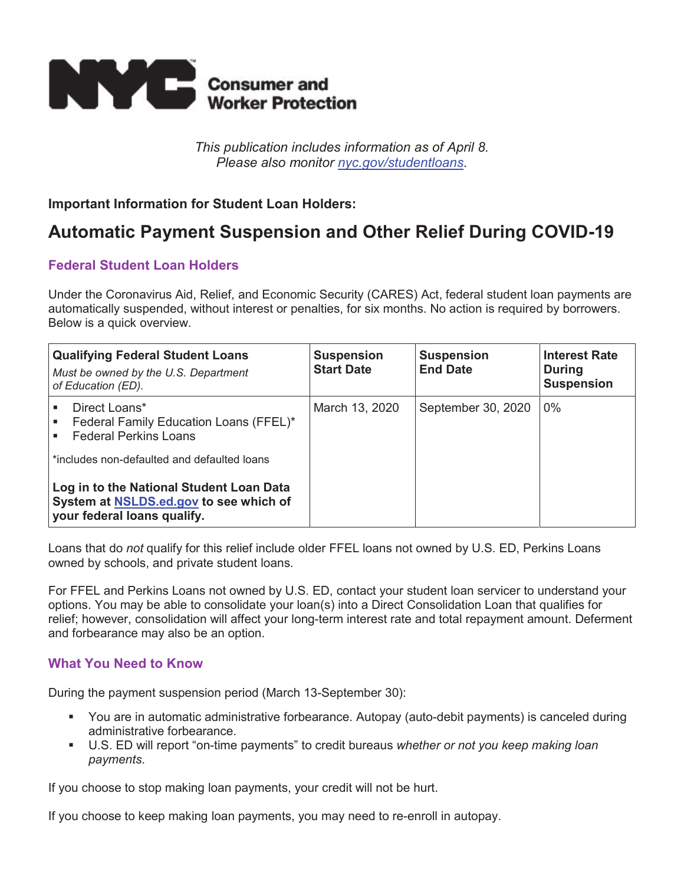**NYC Consumer and Worker Protection**

*This publication includes information as of April 8.*
*Please also monitor [nyc.gov/studentloans](nyc.gov/studentloans).*

**Important Information for Student Loan Holders:**

# Automatic Payment Suspension and Other Relief During COVID-19

## Federal Student Loan Holders

Under the Coronavirus Aid, Relief, and Economic Security (CARES) Act, federal student loan payments are automatically suspended, without interest or penalties, for six months. No action is required by borrowers. Below is a quick overview.

| **Qualifying Federal Student Loans** *Must be owned by the U.S. Department of Education (ED).* | **Suspension Start Date** | **Suspension End Date** | **Interest Rate During Suspension** |
|---|---|---|---|
| ▪ Direct Loans* <br> ▪ Federal Family Education Loans (FFEL)* <br> ▪ Federal Perkins Loans <br><br> *includes non-defaulted and defaulted loans <br><br> **Log in to the National Student Loan Data System at [NSLDS.ed.gov](NSLDS.ed.gov) to see which of your federal loans qualify.** | March 13, 2020 | September 30, 2020 | 0% |

Loans that do *not* qualify for this relief include older FFEL loans not owned by U.S. ED, Perkins Loans owned by schools, and private student loans.

For FFEL and Perkins Loans not owned by U.S. ED, contact your student loan servicer to understand your options. You may be able to consolidate your loan(s) into a Direct Consolidation Loan that qualifies for relief; however, consolidation will affect your long-term interest rate and total repayment amount. Deferment and forbearance may also be an option.

## What You Need to Know

During the payment suspension period (March 13-September 30):

- You are in automatic administrative forbearance. Autopay (auto-debit payments) is canceled during administrative forbearance.
- U.S. ED will report "on-time payments" to credit bureaus *whether or not you keep making loan payments*.

If you choose to stop making loan payments, your credit will not be hurt.

If you choose to keep making loan payments, you may need to re-enroll in autopay.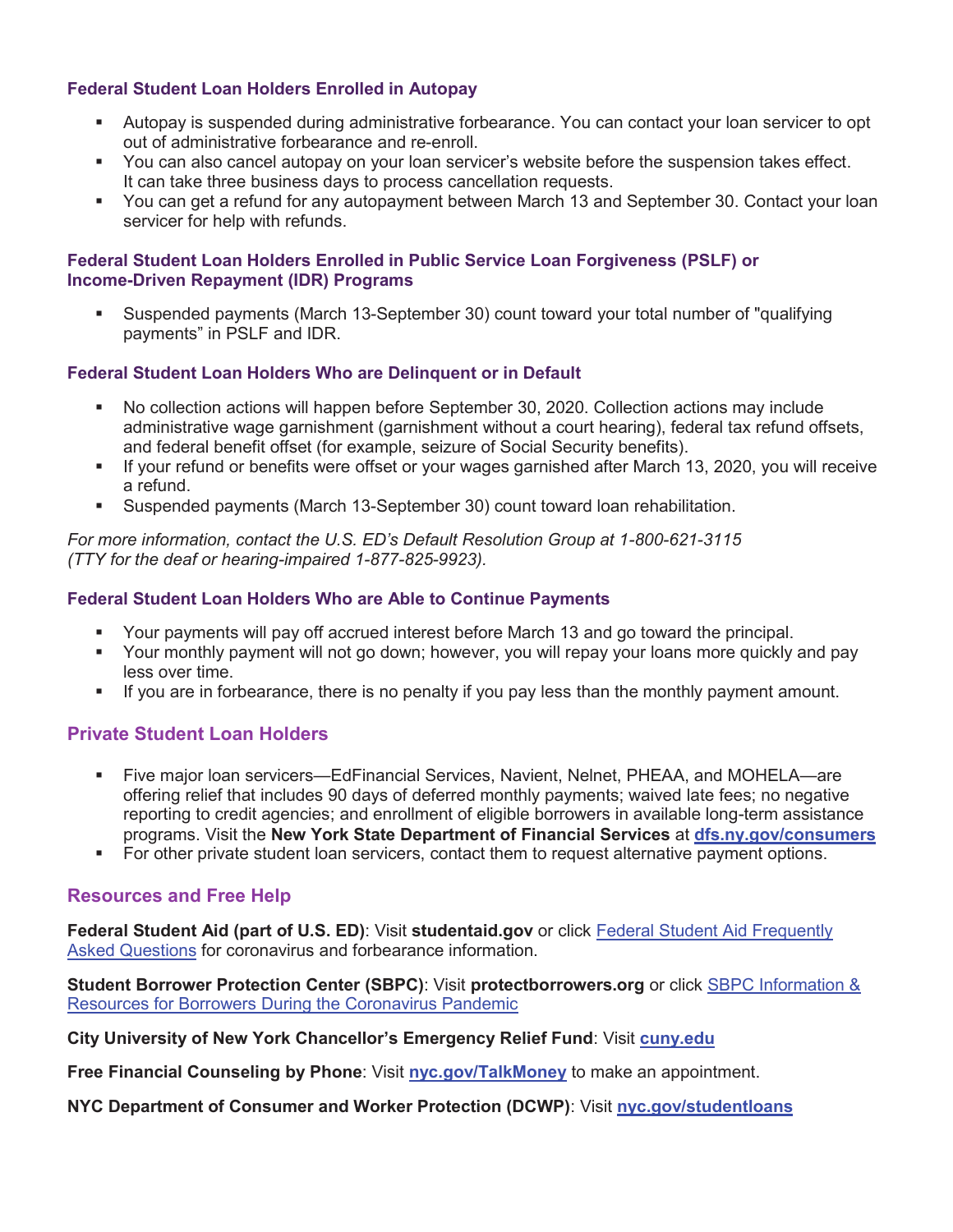### Federal Student Loan Holders Enrolled in Autopay

- Autopay is suspended during administrative forbearance. You can contact your loan servicer to opt out of administrative forbearance and re-enroll.
- You can also cancel autopay on your loan servicer's website before the suspension takes effect. It can take three business days to process cancellation requests.
- You can get a refund for any autopayment between March 13 and September 30. Contact your loan servicer for help with refunds.

### Federal Student Loan Holders Enrolled in Public Service Loan Forgiveness (PSLF) or Income-Driven Repayment (IDR) Programs

- Suspended payments (March 13-September 30) count toward your total number of "qualifying payments" in PSLF and IDR.

### Federal Student Loan Holders Who are Delinquent or in Default

- No collection actions will happen before September 30, 2020. Collection actions may include administrative wage garnishment (garnishment without a court hearing), federal tax refund offsets, and federal benefit offset (for example, seizure of Social Security benefits).
- If your refund or benefits were offset or your wages garnished after March 13, 2020, you will receive a refund.
- Suspended payments (March 13-September 30) count toward loan rehabilitation.

*For more information, contact the U.S. ED's Default Resolution Group at 1-800-621-3115 (TTY for the deaf or hearing-impaired 1-877-825-9923).*

### Federal Student Loan Holders Who are Able to Continue Payments

- Your payments will pay off accrued interest before March 13 and go toward the principal.
- Your monthly payment will not go down; however, you will repay your loans more quickly and pay less over time.
- If you are in forbearance, there is no penalty if you pay less than the monthly payment amount.

## Private Student Loan Holders

- Five major loan servicers—EdFinancial Services, Navient, Nelnet, PHEAA, and MOHELA—are offering relief that includes 90 days of deferred monthly payments; waived late fees; no negative reporting to credit agencies; and enrollment of eligible borrowers in available long-term assistance programs. Visit the **New York State Department of Financial Services** at **dfs.ny.gov/consumers**
- For other private student loan servicers, contact them to request alternative payment options.

## Resources and Free Help

**Federal Student Aid (part of U.S. ED)**: Visit **studentaid.gov** or click Federal Student Aid Frequently Asked Questions for coronavirus and forbearance information.

**Student Borrower Protection Center (SBPC)**: Visit **protectborrowers.org** or click SBPC Information & Resources for Borrowers During the Coronavirus Pandemic

**City University of New York Chancellor's Emergency Relief Fund**: Visit **cuny.edu**

**Free Financial Counseling by Phone**: Visit **nyc.gov/TalkMoney** to make an appointment.

**NYC Department of Consumer and Worker Protection (DCWP)**: Visit **nyc.gov/studentloans**